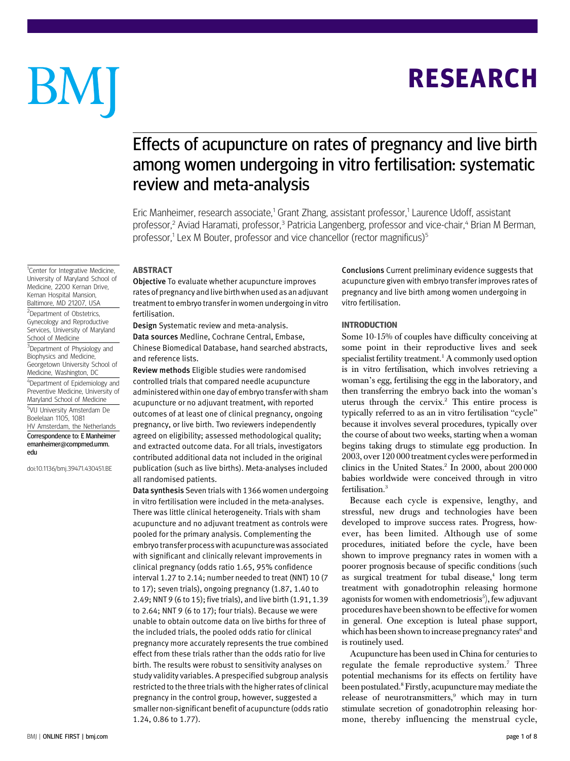# Effects of acupuncture on rates of pregnancy and live birth among women undergoing in vitro fertilisation: systematic review and meta-analysis

Eric Manheimer, research associate,[1] Grant Zhang, assistant professor,[1] Laurence Udoff, assistant professor,[2] Aviad Haramati, professor,[3] Patricia Langenberg, professor and vice-chair,[4] Brian M Berman, professor,[1] Lex M Bouter, professor and vice chancellor (rector magnificus)[5]

[1]Center for Integrative Medicine, University of Maryland School of Medicine, 2200 Kernan Drive, Kernan Hospital Mansion, Baltimore, MD 21207, USA

[2]Department of Obstetrics, Gynecology and Reproductive Services, University of Maryland School of Medicine

[3]Department of Physiology and Biophysics and Medicine, Georgetown University School of Medicine, Washington, DC

[4]Department of Epidemiology and Preventive Medicine, University of Maryland School of Medicine

[5]VU University Amsterdam De Boelelaan 1105, 1081 HV Amsterdam, the Netherlands

Correspondence to: E Manheimer emanheimer@compmed.umm.edu

doi:10.1136/bmj.39471.430451.BE

## ABSTRACT

**Objective** To evaluate whether acupuncture improves rates of pregnancy and live birth when used as an adjuvant treatment to embryo transfer in women undergoing in vitro fertilisation.

**Design** Systematic review and meta-analysis.

**Data sources** Medline, Cochrane Central, Embase, Chinese Biomedical Database, hand searched abstracts, and reference lists.

**Review methods** Eligible studies were randomised controlled trials that compared needle acupuncture administered within one day of embryo transfer with sham acupuncture or no adjuvant treatment, with reported outcomes of at least one of clinical pregnancy, ongoing pregnancy, or live birth. Two reviewers independently agreed on eligibility; assessed methodological quality; and extracted outcome data. For all trials, investigators contributed additional data not included in the original publication (such as live births). Meta-analyses included all randomised patients.

**Data synthesis** Seven trials with 1366 women undergoing in vitro fertilisation were included in the meta-analyses. There was little clinical heterogeneity. Trials with sham acupuncture and no adjuvant treatment as controls were pooled for the primary analysis. Complementing the embryo transfer process with acupuncture was associated with significant and clinically relevant improvements in clinical pregnancy (odds ratio 1.65, 95% confidence interval 1.27 to 2.14; number needed to treat (NNT) 10 (7 to 17); seven trials), ongoing pregnancy (1.87, 1.40 to 2.49; NNT 9 (6 to 15); five trials), and live birth (1.91, 1.39 to 2.64; NNT 9 (6 to 17); four trials). Because we were unable to obtain outcome data on live births for three of the included trials, the pooled odds ratio for clinical pregnancy more accurately represents the true combined effect from these trials rather than the odds ratio for live birth. The results were robust to sensitivity analyses on study validity variables. A prespecified subgroup analysis restricted to the three trials with the higher rates of clinical pregnancy in the control group, however, suggested a smaller non-significant benefit of acupuncture (odds ratio 1.24, 0.86 to 1.77).

**Conclusions** Current preliminary evidence suggests that acupuncture given with embryo transfer improves rates of pregnancy and live birth among women undergoing in vitro fertilisation.

## INTRODUCTION

Some 10-15% of couples have difficulty conceiving at some point in their reproductive lives and seek specialist fertility treatment.[1] A commonly used option is in vitro fertilisation, which involves retrieving a woman's egg, fertilising the egg in the laboratory, and then transferring the embryo back into the woman's uterus through the cervix.[2] This entire process is typically referred to as an in vitro fertilisation "cycle" because it involves several procedures, typically over the course of about two weeks, starting when a woman begins taking drugs to stimulate egg production. In 2003, over 120 000 treatment cycles were performed in clinics in the United States.[2] In 2000, about 200 000 babies worldwide were conceived through in vitro fertilisation.[3]

Because each cycle is expensive, lengthy, and stressful, new drugs and technologies have been developed to improve success rates. Progress, however, has been limited. Although use of some procedures, initiated before the cycle, have been shown to improve pregnancy rates in women with a poorer prognosis because of specific conditions (such as surgical treatment for tubal disease,[4] long term treatment with gonadotrophin releasing hormone agonists for women with endometriosis[5]), few adjuvant procedures have been shown to be effective for women in general. One exception is luteal phase support, which has been shown to increase pregnancy rates[6] and is routinely used.

Acupuncture has been used in China for centuries to regulate the female reproductive system.[7] Three potential mechanisms for its effects on fertility have been postulated.[8] Firstly, acupuncture may mediate the release of neurotransmitters,[9] which may in turn stimulate secretion of gonadotrophin releasing hormone, thereby influencing the menstrual cycle,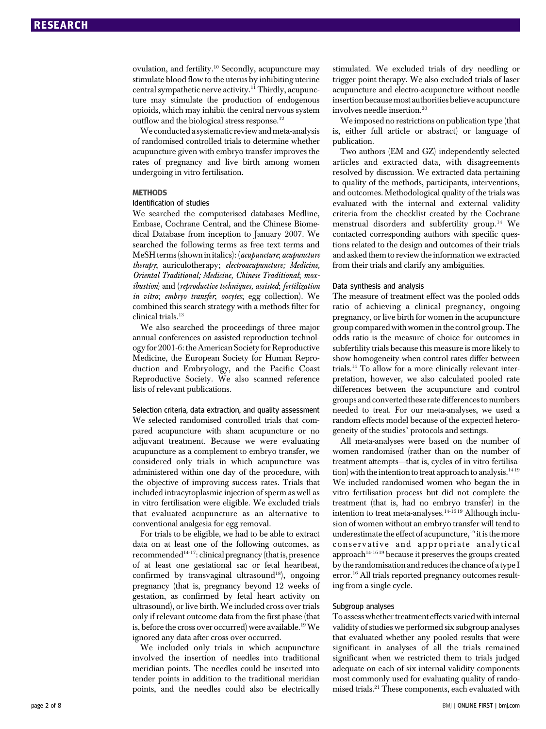ovulation, and fertility.[10] Secondly, acupuncture may stimulate blood flow to the uterus by inhibiting uterine central sympathetic nerve activity.[11] Thirdly, acupuncture may stimulate the production of endogenous opioids, which may inhibit the central nervous system outflow and the biological stress response.[12]

We conducted a systematic review and meta-analysis of randomised controlled trials to determine whether acupuncture given with embryo transfer improves the rates of pregnancy and live birth among women undergoing in vitro fertilisation.

## METHODS

### Identification of studies

We searched the computerised databases Medline, Embase, Cochrane Central, and the Chinese Biomedical Database from inception to January 2007. We searched the following terms as free text terms and MeSH terms (shown in italics): (*acupuncture*; *acupuncture therapy*; auriculotherapy; *electroacupuncture; Medicine, Oriental Traditional; Medicine, Chinese Traditional*; *moxibustion*) and (*reproductive techniques, assisted*; *fertilization in vitro*; *embryo transfer*; *oocytes*; egg collection). We combined this search strategy with a methods filter for clinical trials.[13]

We also searched the proceedings of three major annual conferences on assisted reproduction technology for 2001-6: the American Society for Reproductive Medicine, the European Society for Human Reproduction and Embryology, and the Pacific Coast Reproductive Society. We also scanned reference lists of relevant publications.

### Selection criteria, data extraction, and quality assessment

We selected randomised controlled trials that compared acupuncture with sham acupuncture or no adjuvant treatment. Because we were evaluating acupuncture as a complement to embryo transfer, we considered only trials in which acupuncture was administered within one day of the procedure, with the objective of improving success rates. Trials that included intracytoplasmic injection of sperm as well as in vitro fertilisation were eligible. We excluded trials that evaluated acupuncture as an alternative to conventional analgesia for egg removal.

For trials to be eligible, we had to be able to extract data on at least one of the following outcomes, as recommended[14-17]: clinical pregnancy (that is, presence of at least one gestational sac or fetal heartbeat, confirmed by transvaginal ultrasound[18]), ongoing pregnancy (that is, pregnancy beyond 12 weeks of gestation, as confirmed by fetal heart activity on ultrasound), or live birth. We included cross over trials only if relevant outcome data from the first phase (that is, before the cross over occurred) were available.[19] We ignored any data after cross over occurred.

We included only trials in which acupuncture involved the insertion of needles into traditional meridian points. The needles could be inserted into tender points in addition to the traditional meridian points, and the needles could also be electrically stimulated. We excluded trials of dry needling or trigger point therapy. We also excluded trials of laser acupuncture and electro-acupuncture without needle insertion because most authorities believe acupuncture involves needle insertion.[20]

We imposed no restrictions on publication type (that is, either full article or abstract) or language of publication.

Two authors (EM and GZ) independently selected articles and extracted data, with disagreements resolved by discussion. We extracted data pertaining to quality of the methods, participants, interventions, and outcomes. Methodological quality of the trials was evaluated with the internal and external validity criteria from the checklist created by the Cochrane menstrual disorders and subfertility group.[14] We contacted corresponding authors with specific questions related to the design and outcomes of their trials and asked them to review the information we extracted from their trials and clarify any ambiguities.

### Data synthesis and analysis

The measure of treatment effect was the pooled odds ratio of achieving a clinical pregnancy, ongoing pregnancy, or live birth for women in the acupuncture group compared with women in the control group. The odds ratio is the measure of choice for outcomes in subfertility trials because this measure is more likely to show homogeneity when control rates differ between trials.[14] To allow for a more clinically relevant interpretation, however, we also calculated pooled rate differences between the acupuncture and control groups and converted these rate differences to numbers needed to treat. For our meta-analyses, we used a random effects model because of the expected heterogeneity of the studies' protocols and settings.

All meta-analyses were based on the number of women randomised (rather than on the number of treatment attempts—that is, cycles of in vitro fertilisation) with the intention to treat approach to analysis.[14 19] We included randomised women who began the in vitro fertilisation process but did not complete the treatment (that is, had no embryo transfer) in the intention to treat meta-analyses.[14-16 19] Although inclusion of women without an embryo transfer will tend to underestimate the effect of acupuncture,[16] it is the more conservative and appropriate analytical approach[14-16 19] because it preserves the groups created by the randomisation and reduces the chance of a type I error.[16] All trials reported pregnancy outcomes resulting from a single cycle.

### Subgroup analyses

To assess whether treatment effects varied with internal validity of studies we performed six subgroup analyses that evaluated whether any pooled results that were significant in analyses of all the trials remained significant when we restricted them to trials judged adequate on each of six internal validity components most commonly used for evaluating quality of randomised trials.[21] These components, each evaluated with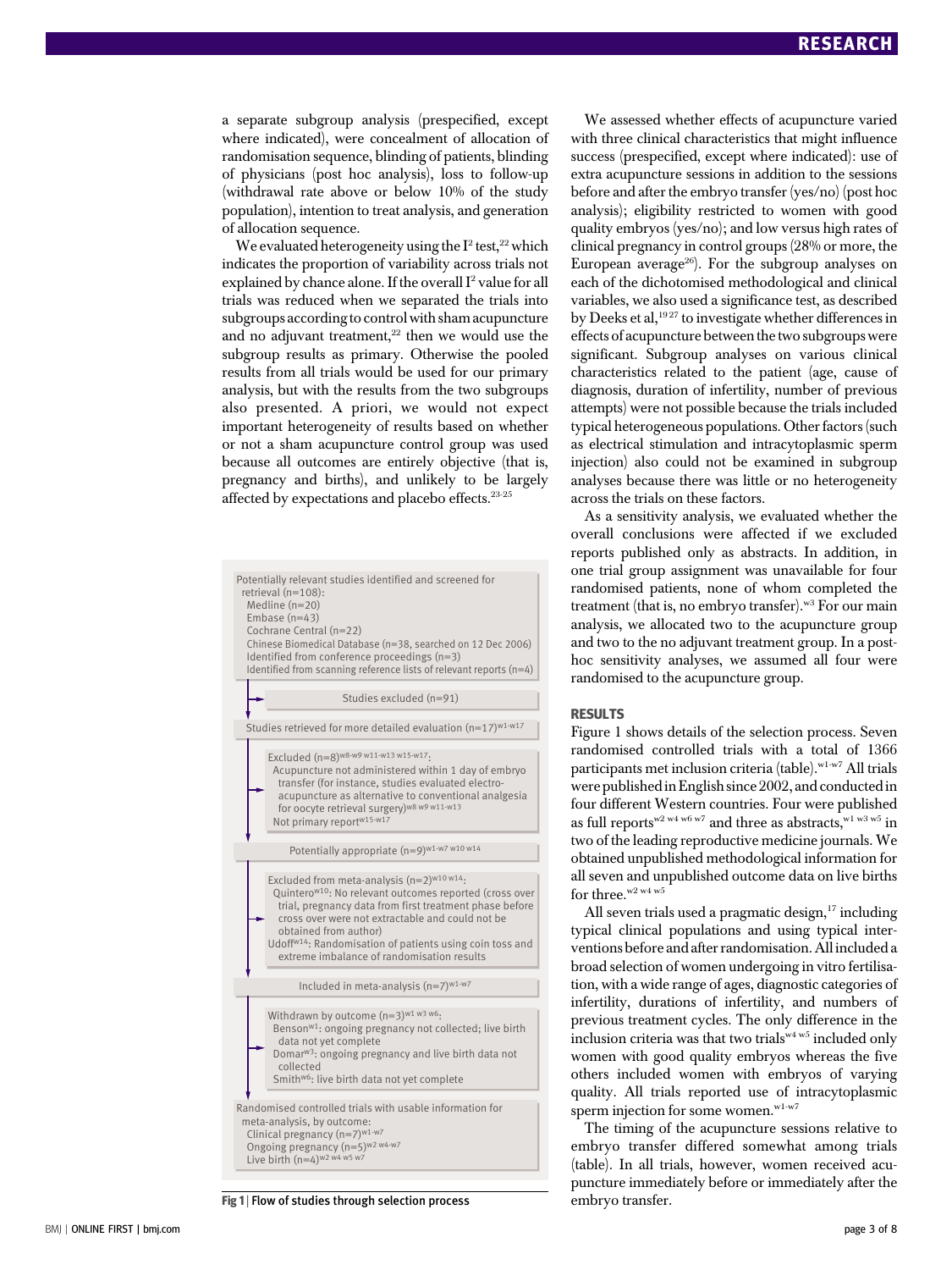a separate subgroup analysis (prespecified, except where indicated), were concealment of allocation of randomisation sequence, blinding of patients, blinding of physicians (post hoc analysis), loss to follow-up (withdrawal rate above or below 10% of the study population), intention to treat analysis, and generation of allocation sequence.

We evaluated heterogeneity using the $I^2$ test,[22] which indicates the proportion of variability across trials not explained by chance alone. If the overall $I^2$ value for all trials was reduced when we separated the trials into subgroups according to control with sham acupuncture and no adjuvant treatment,[22] then we would use the subgroup results as primary. Otherwise the pooled results from all trials would be used for our primary analysis, but with the results from the two subgroups also presented. A priori, we would not expect important heterogeneity of results based on whether or not a sham acupuncture control group was used because all outcomes are entirely objective (that is, pregnancy and births), and unlikely to be largely affected by expectations and placebo effects.[23-25]

Potentially relevant studies identified and screened for retrieval (n=108):
- Medline (n=20)
- Embase (n=43)
- Cochrane Central (n=22)
- Chinese Biomedical Database (n=38, searched on 12 Dec 2006)
- Identified from conference proceedings (n=3)
- Identified from scanning reference lists of relevant reports (n=4)

→ Studies excluded (n=91)

Studies retrieved for more detailed evaluation (n=17)[w1-w17]

→ Excluded (n=8)[w8-w9 w11-w13 w15-w17]:
- Acupuncture not administered within 1 day of embryo transfer (for instance, studies evaluated electro-acupuncture as alternative to conventional analgesia for oocyte retrieval surgery)[w8 w9 w11-w13]
- Not primary report[w15-w17]

Potentially appropriate (n=9)[w1-w7 w10 w14]

→ Excluded from meta-analysis (n=2)[w10 w14]:
- Quintero[w10]: No relevant outcomes reported (cross over trial, pregnancy data from first treatment phase before cross over were not extractable and could not be obtained from author)
- Udoff[w14]: Randomisation of patients using coin toss and extreme imbalance of randomisation results

Included in meta-analysis (n=7)[w1-w7]

→ Withdrawn by outcome (n=3)[w1 w3 w6]:
- Benson[w1]: ongoing pregnancy not collected; live birth data not yet complete
- Domar[w3]: ongoing pregnancy and live birth data not collected
- Smith[w6]: live birth data not yet complete

Randomised controlled trials with usable information for meta-analysis, by outcome:
- Clinical pregnancy (n=7)[w1-w7]
- Ongoing pregnancy (n=5)[w2 w4-w7]
- Live birth (n=4)[w2 w4 w5 w7]

**Fig 1** | Flow of studies through selection process

We assessed whether effects of acupuncture varied with three clinical characteristics that might influence success (prespecified, except where indicated): use of extra acupuncture sessions in addition to the sessions before and after the embryo transfer (yes/no) (post hoc analysis); eligibility restricted to women with good quality embryos (yes/no); and low versus high rates of clinical pregnancy in control groups (28% or more, the European average[26]). For the subgroup analyses on each of the dichotomised methodological and clinical variables, we also used a significance test, as described by Deeks et al,[19 27] to investigate whether differences in effects of acupuncture between the two subgroups were significant. Subgroup analyses on various clinical characteristics related to the patient (age, cause of diagnosis, duration of infertility, number of previous attempts) were not possible because the trials included typical heterogeneous populations. Other factors (such as electrical stimulation and intracytoplasmic sperm injection) also could not be examined in subgroup analyses because there was little or no heterogeneity across the trials on these factors.

As a sensitivity analysis, we evaluated whether the overall conclusions were affected if we excluded reports published only as abstracts. In addition, in one trial group assignment was unavailable for four randomised patients, none of whom completed the treatment (that is, no embryo transfer).[w3] For our main analysis, we allocated two to the acupuncture group and two to the no adjuvant treatment group. In a post-hoc sensitivity analyses, we assumed all four were randomised to the acupuncture group.

## RESULTS

Figure 1 shows details of the selection process. Seven randomised controlled trials with a total of 1366 participants met inclusion criteria (table).[w1-w7] All trials were published in English since 2002, and conducted in four different Western countries. Four were published as full reports[w2 w4 w6 w7] and three as abstracts,[w1 w3 w5] in two of the leading reproductive medicine journals. We obtained unpublished methodological information for all seven and unpublished outcome data on live births for three.[w2 w4 w5]

All seven trials used a pragmatic design,[17] including typical clinical populations and using typical interventions before and after randomisation. All included a broad selection of women undergoing in vitro fertilisation, with a wide range of ages, diagnostic categories of infertility, durations of infertility, and numbers of previous treatment cycles. The only difference in the inclusion criteria was that two trials[w4 w5] included only women with good quality embryos whereas the five others included women with embryos of varying quality. All trials reported use of intracytoplasmic sperm injection for some women.[w1-w7]

The timing of the acupuncture sessions relative to embryo transfer differed somewhat among trials (table). In all trials, however, women received acupuncture immediately before or immediately after the embryo transfer.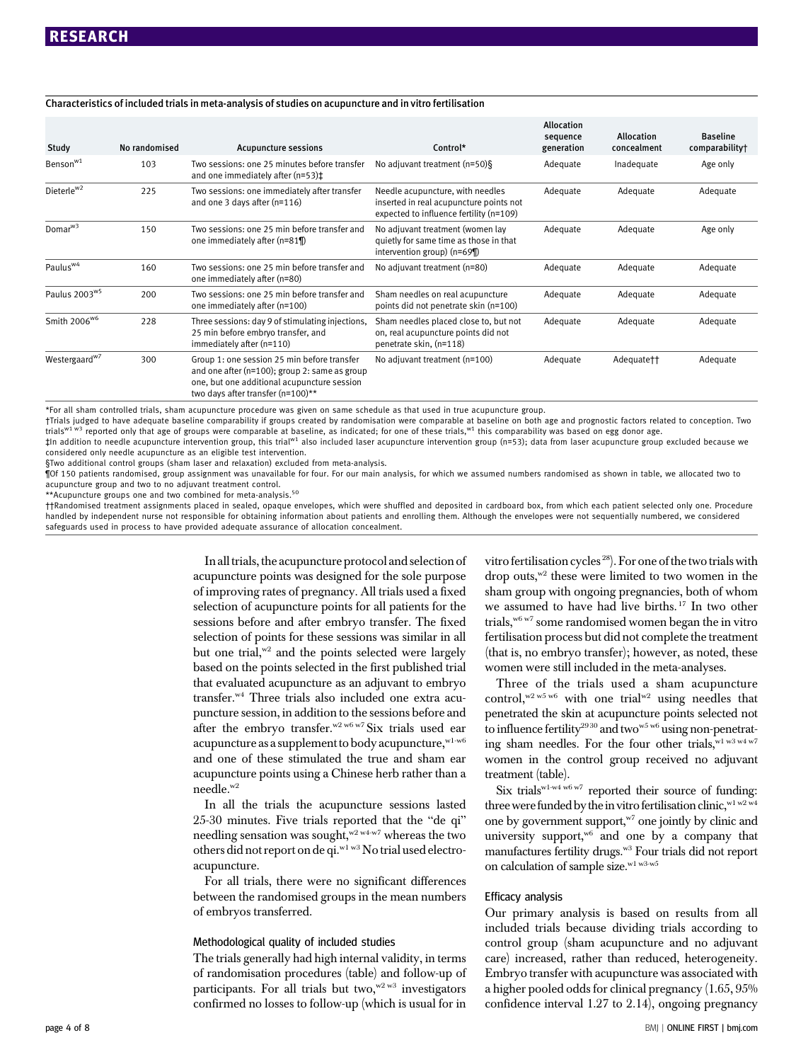Characteristics of included trials in meta-analysis of studies on acupuncture and in vitro fertilisation

| Study | No randomised | Acupuncture sessions | Control* | Allocation sequence generation | Allocation concealment | Baseline comparability† |
|---|---|---|---|---|---|---|
| Benson[w1] | 103 | Two sessions: one 25 minutes before transfer and one immediately after (n=53)‡ | No adjuvant treatment (n=50)§ | Adequate | Inadequate | Age only |
| Dieterle[w2] | 225 | Two sessions: one immediately after transfer and one 3 days after (n=116) | Needle acupuncture, with needles inserted in real acupuncture points not expected to influence fertility (n=109) | Adequate | Adequate | Adequate |
| Domar[w3] | 150 | Two sessions: one 25 min before transfer and one immediately after (n=81¶) | No adjuvant treatment (women lay quietly for same time as those in that intervention group) (n=69¶) | Adequate | Adequate | Age only |
| Paulus[w4] | 160 | Two sessions: one 25 min before transfer and one immediately after (n=80) | No adjuvant treatment (n=80) | Adequate | Adequate | Adequate |
| Paulus 2003[w5] | 200 | Two sessions: one 25 min before transfer and one immediately after (n=100) | Sham needles on real acupuncture points did not penetrate skin (n=100) | Adequate | Adequate | Adequate |
| Smith 2006[w6] | 228 | Three sessions: day 9 of stimulating injections, 25 min before embryo transfer, and immediately after (n=110) | Sham needles placed close to, but not on, real acupuncture points did not penetrate skin, (n=118) | Adequate | Adequate | Adequate |
| Westergaard[w7] | 300 | Group 1: one session 25 min before transfer and one after (n=100); group 2: same as group one, but one additional acupuncture session two days after transfer (n=100)** | No adjuvant treatment (n=100) | Adequate | Adequate†† | Adequate |

*For all sham controlled trials, sham acupuncture procedure was given on same schedule as that used in true acupuncture group.

†Trials judged to have adequate baseline comparability if groups created by randomisation were comparable at baseline on both age and prognostic factors related to conception. Two trials[w1 w3] reported only that age of groups were comparable at baseline, as indicated; for one of these trials,[w1] this comparability was based on egg donor age.

‡In addition to needle acupuncture intervention group, this trial[w1] also included laser acupuncture intervention group (n=53); data from laser acupuncture group excluded because we considered only needle acupuncture as an eligible test intervention.

§Two additional control groups (sham laser and relaxation) excluded from meta-analysis.

¶Of 150 patients randomised, group assignment was unavailable for four. For our main analysis, for which we assumed numbers randomised as shown in table, we allocated two to acupuncture group and two to no adjuvant treatment control.

**Acupuncture groups one and two combined for meta-analysis.[50]

††Randomised treatment assignments placed in sealed, opaque envelopes, which were shuffled and deposited in cardboard box, from which each patient selected only one. Procedure handled by independent nurse not responsible for obtaining information about patients and enrolling them. Although the envelopes were not sequentially numbered, we considered safeguards used in process to have provided adequate assurance of allocation concealment.

In all trials, the acupuncture protocol and selection of acupuncture points was designed for the sole purpose of improving rates of pregnancy. All trials used a fixed selection of acupuncture points for all patients for the sessions before and after embryo transfer. The fixed selection of points for these sessions was similar in all but one trial,[w2] and the points selected were largely based on the points selected in the first published trial that evaluated acupuncture as an adjuvant to embryo transfer.[w4] Three trials also included one extra acupuncture session, in addition to the sessions before and after the embryo transfer.[w2 w6 w7] Six trials used ear acupuncture as a supplement to body acupuncture,[w1-w6] and one of these stimulated the true and sham ear acupuncture points using a Chinese herb rather than a needle.[w2]

In all the trials the acupuncture sessions lasted 25-30 minutes. Five trials reported that the "de qi" needling sensation was sought,[w2 w4-w7] whereas the two others did not report on de qi.[w1 w3] No trial used electro-acupuncture.

For all trials, there were no significant differences between the randomised groups in the mean numbers of embryos transferred.

### Methodological quality of included studies

The trials generally had high internal validity, in terms of randomisation procedures (table) and follow-up of participants. For all trials but two,[w2 w3] investigators confirmed no losses to follow-up (which is usual for in vitro fertilisation cycles[28]). For one of the two trials with drop outs,[w2] these were limited to two women in the sham group with ongoing pregnancies, both of whom we assumed to have had live births.[17] In two other trials,[w6 w7] some randomised women began the in vitro fertilisation process but did not complete the treatment (that is, no embryo transfer); however, as noted, these women were still included in the meta-analyses.

Three of the trials used a sham acupuncture control,[w2 w5 w6] with one trial[w2] using needles that penetrated the skin at acupuncture points selected not to influence fertility[29 30] and two[w5 w6] using non-penetrating sham needles. For the four other trials,[w1 w3 w4 w7] women in the control group received no adjuvant treatment (table).

Six trials[w1-w4 w6 w7] reported their source of funding: three were funded by the in vitro fertilisation clinic,[w1 w2 w4] one by government support,[w7] one jointly by clinic and university support,[w6] and one by a company that manufactures fertility drugs.[w3] Four trials did not report on calculation of sample size.[w1 w3-w5]

### Efficacy analysis

Our primary analysis is based on results from all included trials because dividing trials according to control group (sham acupuncture and no adjuvant care) increased, rather than reduced, heterogeneity. Embryo transfer with acupuncture was associated with a higher pooled odds for clinical pregnancy (1.65, 95% confidence interval 1.27 to 2.14), ongoing pregnancy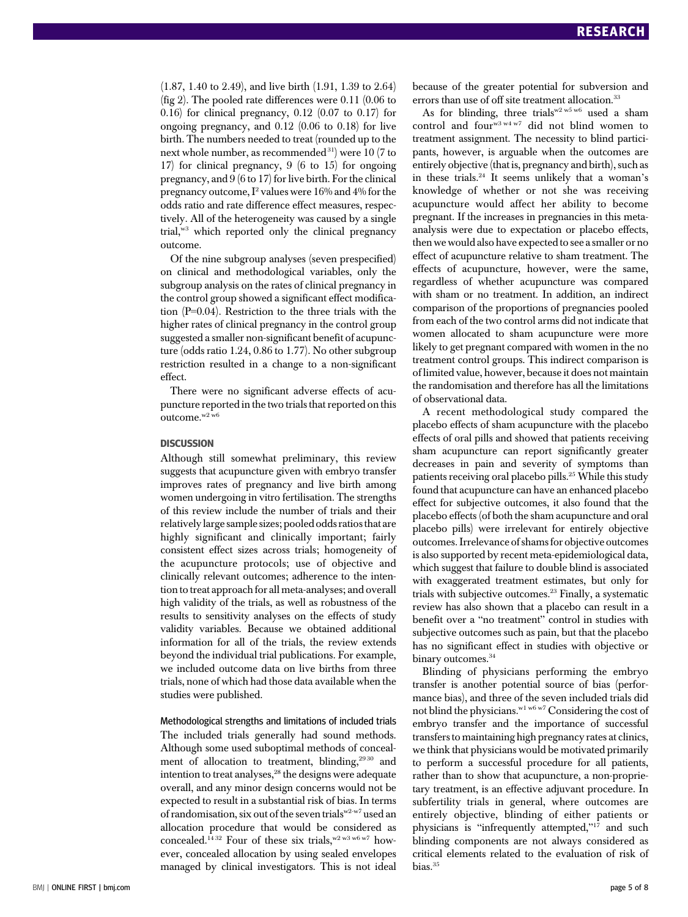(1.87, 1.40 to 2.49), and live birth (1.91, 1.39 to 2.64) (fig 2). The pooled rate differences were 0.11 (0.06 to 0.16) for clinical pregnancy, 0.12 (0.07 to 0.17) for ongoing pregnancy, and 0.12 (0.06 to 0.18) for live birth. The numbers needed to treat (rounded up to the next whole number, as recommended[31]) were 10 (7 to 17) for clinical pregnancy, 9 (6 to 15) for ongoing pregnancy, and 9 (6 to 17) for live birth. For the clinical pregnancy outcome, $I^2$ values were 16% and 4% for the odds ratio and rate difference effect measures, respectively. All of the heterogeneity was caused by a single trial,[w3] which reported only the clinical pregnancy outcome.

Of the nine subgroup analyses (seven prespecified) on clinical and methodological variables, only the subgroup analysis on the rates of clinical pregnancy in the control group showed a significant effect modification (P=0.04). Restriction to the three trials with the higher rates of clinical pregnancy in the control group suggested a smaller non-significant benefit of acupuncture (odds ratio 1.24, 0.86 to 1.77). No other subgroup restriction resulted in a change to a non-significant effect.

There were no significant adverse effects of acupuncture reported in the two trials that reported on this outcome.[w2 w6]

## DISCUSSION

Although still somewhat preliminary, this review suggests that acupuncture given with embryo transfer improves rates of pregnancy and live birth among women undergoing in vitro fertilisation. The strengths of this review include the number of trials and their relatively large sample sizes; pooled odds ratios that are highly significant and clinically important; fairly consistent effect sizes across trials; homogeneity of the acupuncture protocols; use of objective and clinically relevant outcomes; adherence to the intention to treat approach for all meta-analyses; and overall high validity of the trials, as well as robustness of the results to sensitivity analyses on the effects of study validity variables. Because we obtained additional information for all of the trials, the review extends beyond the individual trial publications. For example, we included outcome data on live births from three trials, none of which had those data available when the studies were published.

### Methodological strengths and limitations of included trials

The included trials generally had sound methods. Although some used suboptimal methods of concealment of allocation to treatment, blinding,[29 30] and intention to treat analyses,[28] the designs were adequate overall, and any minor design concerns would not be expected to result in a substantial risk of bias. In terms of randomisation, six out of the seven trials[w2-w7] used an allocation procedure that would be considered as concealed.[14 32] Four of these six trials,[w2 w3 w6 w7] however, concealed allocation by using sealed envelopes managed by clinical investigators. This is not ideal because of the greater potential for subversion and errors than use of off site treatment allocation.[33]

As for blinding, three trials[w2 w5 w6] used a sham control and four[w3 w4 w7] did not blind women to treatment assignment. The necessity to blind participants, however, is arguable when the outcomes are entirely objective (that is, pregnancy and birth), such as in these trials.[24] It seems unlikely that a woman's knowledge of whether or not she was receiving acupuncture would affect her ability to become pregnant. If the increases in pregnancies in this meta-analysis were due to expectation or placebo effects, then we would also have expected to see a smaller or no effect of acupuncture relative to sham treatment. The effects of acupuncture, however, were the same, regardless of whether acupuncture was compared with sham or no treatment. In addition, an indirect comparison of the proportions of pregnancies pooled from each of the two control arms did not indicate that women allocated to sham acupuncture were more likely to get pregnant compared with women in the no treatment control groups. This indirect comparison is of limited value, however, because it does not maintain the randomisation and therefore has all the limitations of observational data.

A recent methodological study compared the placebo effects of sham acupuncture with the placebo effects of oral pills and showed that patients receiving sham acupuncture can report significantly greater decreases in pain and severity of symptoms than patients receiving oral placebo pills.[25] While this study found that acupuncture can have an enhanced placebo effect for subjective outcomes, it also found that the placebo effects (of both the sham acupuncture and oral placebo pills) were irrelevant for entirely objective outcomes. Irrelevance of shams for objective outcomes is also supported by recent meta-epidemiological data, which suggest that failure to double blind is associated with exaggerated treatment estimates, but only for trials with subjective outcomes.[23] Finally, a systematic review has also shown that a placebo can result in a benefit over a "no treatment" control in studies with subjective outcomes such as pain, but that the placebo has no significant effect in studies with objective or binary outcomes.[34]

Blinding of physicians performing the embryo transfer is another potential source of bias (performance bias), and three of the seven included trials did not blind the physicians.[w1 w6 w7] Considering the cost of embryo transfer and the importance of successful transfers to maintaining high pregnancy rates at clinics, we think that physicians would be motivated primarily to perform a successful procedure for all patients, rather than to show that acupuncture, a non-proprietary treatment, is an effective adjuvant procedure. In subfertility trials in general, where outcomes are entirely objective, blinding of either patients or physicians is "infrequently attempted,"[17] and such blinding components are not always considered as critical elements related to the evaluation of risk of bias.[35]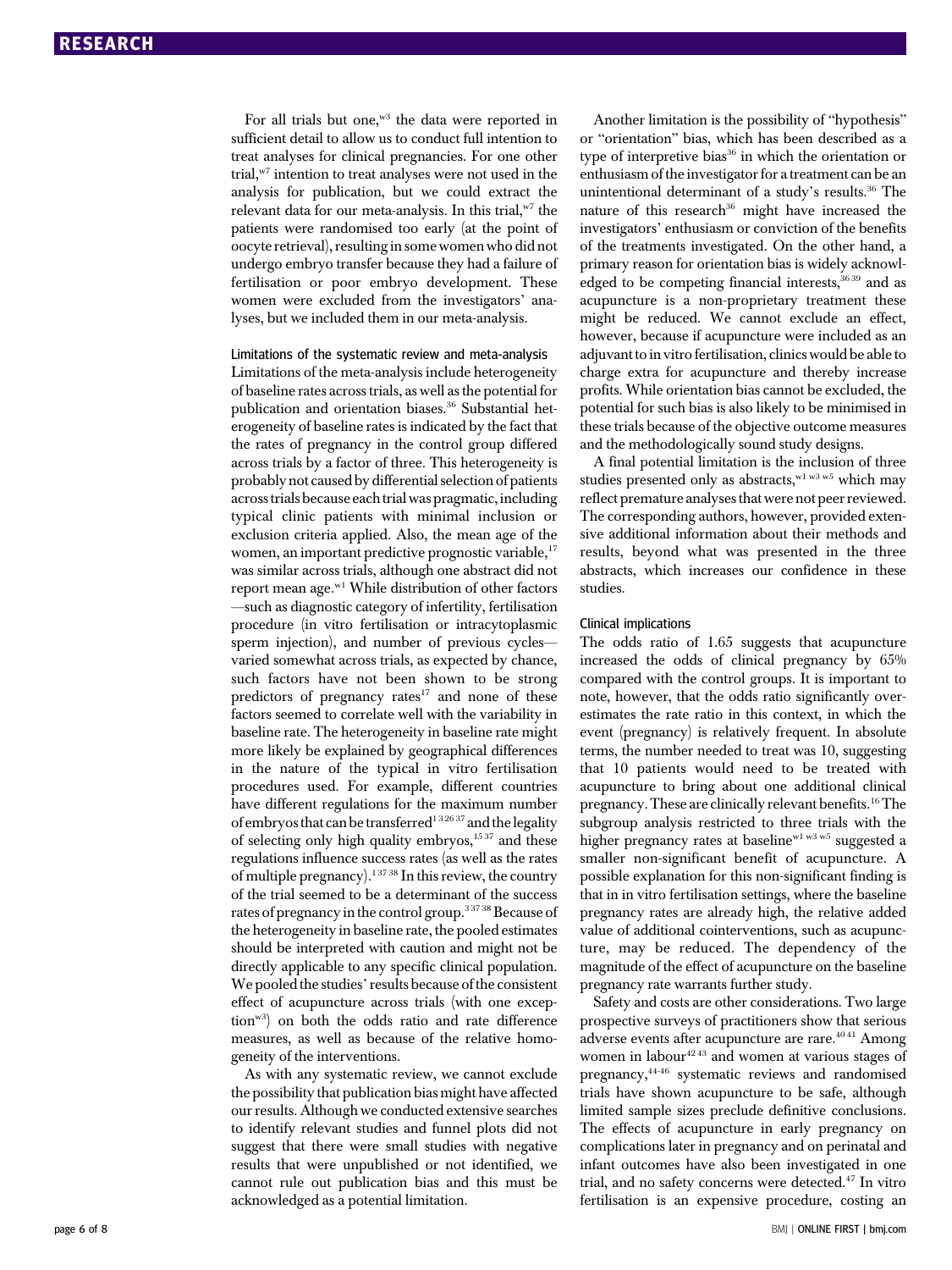For all trials but one,[w3] the data were reported in sufficient detail to allow us to conduct full intention to treat analyses for clinical pregnancies. For one other trial,[w7] intention to treat analyses were not used in the analysis for publication, but we could extract the relevant data for our meta-analysis. In this trial,[w7] the patients were randomised too early (at the point of oocyte retrieval), resulting in some women who did not undergo embryo transfer because they had a failure of fertilisation or poor embryo development. These women were excluded from the investigators' analyses, but we included them in our meta-analysis.

### Limitations of the systematic review and meta-analysis

Limitations of the meta-analysis include heterogeneity of baseline rates across trials, as well as the potential for publication and orientation biases.[36] Substantial heterogeneity of baseline rates is indicated by the fact that the rates of pregnancy in the control group differed across trials by a factor of three. This heterogeneity is probably not caused by differential selection of patients across trials because each trial was pragmatic, including typical clinic patients with minimal inclusion or exclusion criteria applied. Also, the mean age of the women, an important predictive prognostic variable,[17] was similar across trials, although one abstract did not report mean age.[w1] While distribution of other factors —such as diagnostic category of infertility, fertilisation procedure (in vitro fertilisation or intracytoplasmic sperm injection), and number of previous cycles— varied somewhat across trials, as expected by chance, such factors have not been shown to be strong predictors of pregnancy rates[17] and none of these factors seemed to correlate well with the variability in baseline rate. The heterogeneity in baseline rate might more likely be explained by geographical differences in the nature of the typical in vitro fertilisation procedures used. For example, different countries have different regulations for the maximum number of embryos that can be transferred[1 3 26 37] and the legality of selecting only high quality embryos,[15 37] and these regulations influence success rates (as well as the rates of multiple pregnancy).[1 37 38] In this review, the country of the trial seemed to be a determinant of the success rates of pregnancy in the control group.[3 37 38] Because of the heterogeneity in baseline rate, the pooled estimates should be interpreted with caution and might not be directly applicable to any specific clinical population. We pooled the studies' results because of the consistent effect of acupuncture across trials (with one exception[w3]) on both the odds ratio and rate difference measures, as well as because of the relative homogeneity of the interventions.

As with any systematic review, we cannot exclude the possibility that publication bias might have affected our results. Although we conducted extensive searches to identify relevant studies and funnel plots did not suggest that there were small studies with negative results that were unpublished or not identified, we cannot rule out publication bias and this must be acknowledged as a potential limitation.

Another limitation is the possibility of "hypothesis" or "orientation" bias, which has been described as a type of interpretive bias[36] in which the orientation or enthusiasm of the investigator for a treatment can be an unintentional determinant of a study's results.[36] The nature of this research[36] might have increased the investigators' enthusiasm or conviction of the benefits of the treatments investigated. On the other hand, a primary reason for orientation bias is widely acknowledged to be competing financial interests,[36 39] and as acupuncture is a non-proprietary treatment these might be reduced. We cannot exclude an effect, however, because if acupuncture were included as an adjuvant to in vitro fertilisation, clinics would be able to charge extra for acupuncture and thereby increase profits. While orientation bias cannot be excluded, the potential for such bias is also likely to be minimised in these trials because of the objective outcome measures and the methodologically sound study designs.

A final potential limitation is the inclusion of three studies presented only as abstracts,[w1 w3 w5] which may reflect premature analyses that were not peer reviewed. The corresponding authors, however, provided extensive additional information about their methods and results, beyond what was presented in the three abstracts, which increases our confidence in these studies.

### Clinical implications

The odds ratio of 1.65 suggests that acupuncture increased the odds of clinical pregnancy by 65% compared with the control groups. It is important to note, however, that the odds ratio significantly overestimates the rate ratio in this context, in which the event (pregnancy) is relatively frequent. In absolute terms, the number needed to treat was 10, suggesting that 10 patients would need to be treated with acupuncture to bring about one additional clinical pregnancy. These are clinically relevant benefits.[16] The subgroup analysis restricted to three trials with the higher pregnancy rates at baseline[w1 w3 w5] suggested a smaller non-significant benefit of acupuncture. A possible explanation for this non-significant finding is that in in vitro fertilisation settings, where the baseline pregnancy rates are already high, the relative added value of additional cointerventions, such as acupuncture, may be reduced. The dependency of the magnitude of the effect of acupuncture on the baseline pregnancy rate warrants further study.

Safety and costs are other considerations. Two large prospective surveys of practitioners show that serious adverse events after acupuncture are rare.[40 41] Among women in labour[42 43] and women at various stages of pregnancy,[44-46] systematic reviews and randomised trials have shown acupuncture to be safe, although limited sample sizes preclude definitive conclusions. The effects of acupuncture in early pregnancy on complications later in pregnancy and on perinatal and infant outcomes have also been investigated in one trial, and no safety concerns were detected.[47] In vitro fertilisation is an expensive procedure, costing an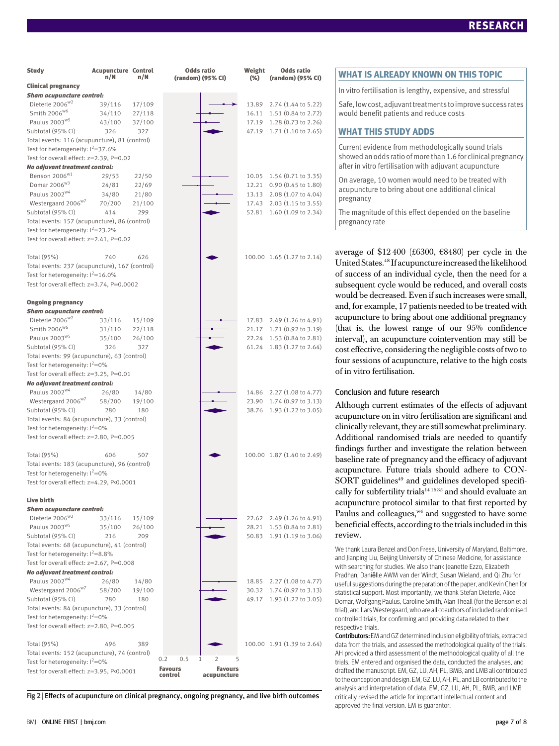| Study | Acupuncture n/N | Control n/N | Weight (%) | Odds ratio (random) (95% CI) |
|---|---|---|---|---|
| **Clinical pregnancy** | | | | |
| ***Sham acupuncture control:*** | | | | |
| Dieterle 2006[w2] | 39/116 | 17/109 | 13.89 | 2.74 (1.44 to 5.22) |
| Smith 2006[w6] | 34/110 | 27/118 | 16.11 | 1.51 (0.84 to 2.72) |
| Paulus 2003[w5] | 43/100 | 37/100 | 17.19 | 1.28 (0.73 to 2.26) |
| Subtotal (95% CI) | 326 | 327 | 47.19 | 1.71 (1.10 to 2.65) |
| Total events: 116 (acupuncture), 81 (control) | | | | |
| Test for heterogeneity: $I^2$=37.6% | | | | |
| Test for overall effect: z=2.39, P=0.02 | | | | |
| ***No adjuvant treatment control:*** | | | | |
| Benson 2006[w1] | 29/53 | 22/50 | 10.05 | 1.54 (0.71 to 3.35) |
| Domar 2006[w3] | 24/81 | 22/69 | 12.21 | 0.90 (0.45 to 1.80) |
| Paulus 2002[w4] | 34/80 | 21/80 | 13.13 | 2.08 (1.07 to 4.04) |
| Westergaard 2006[w7] | 70/200 | 21/100 | 17.43 | 2.03 (1.15 to 3.55) |
| Subtotal (95% CI) | 414 | 299 | 52.81 | 1.60 (1.09 to 2.34) |
| Total events: 157 (acupuncture), 86 (control) | | | | |
| Test for heterogeneity: $I^2$=23.2% | | | | |
| Test for overall effect: z=2.41, P=0.02 | | | | |
| Total (95%) | 740 | 626 | 100.00 | 1.65 (1.27 to 2.14) |
| Total events: 237 (acupuncture), 167 (control) | | | | |
| Test for heterogeneity: $I^2$=16.0% | | | | |
| Test for overall effect: z=3.74, P=0.0002 | | | | |
| **Ongoing pregnancy** | | | | |
| ***Sham acupuncture control:*** | | | | |
| Dieterle 2006[w2] | 33/116 | 15/109 | 17.83 | 2.49 (1.26 to 4.91) |
| Smith 2006[w6] | 31/110 | 22/118 | 21.17 | 1.71 (0.92 to 3.19) |
| Paulus 2003[w5] | 35/100 | 26/100 | 22.24 | 1.53 (0.84 to 2.81) |
| Subtotal (95% CI) | 326 | 327 | 61.24 | 1.83 (1.27 to 2.64) |
| Total events: 99 (acupuncture), 63 (control) | | | | |
| Test for heterogeneity: $I^2$=0% | | | | |
| Test for overall effect: z=3.25, P=0.01 | | | | |
| ***No adjuvant treatment control:*** | | | | |
| Paulus 2002[w4] | 26/80 | 14/80 | 14.86 | 2.27 (1.08 to 4.77) |
| Westergaard 2006[w7] | 58/200 | 19/100 | 23.90 | 1.74 (0.97 to 3.13) |
| Subtotal (95% CI) | 280 | 180 | 38.76 | 1.93 (1.22 to 3.05) |
| Total events: 84 (acupuncture), 33 (control) | | | | |
| Test for heterogeneity: $I^2$=0% | | | | |
| Test for overall effect: z=2.80, P=0.005 | | | | |
| Total (95%) | 606 | 507 | 100.00 | 1.87 (1.40 to 2.49) |
| Total events: 183 (acupuncture), 96 (control) | | | | |
| Test for heterogeneity: $I^2$=0% | | | | |
| Test for overall effect: z=4.29, P<0.0001 | | | | |
| **Live birth** | | | | |
| ***Sham acupuncture control:*** | | | | |
| Dieterle 2006[w2] | 33/116 | 15/109 | 22.62 | 2.49 (1.26 to 4.91) |
| Paulus 2003[w5] | 35/100 | 26/100 | 28.21 | 1.53 (0.84 to 2.81) |
| Subtotal (95% CI) | 216 | 209 | 50.83 | 1.91 (1.19 to 3.06) |
| Total events: 68 (acupuncture), 41 (control) | | | | |
| Test for heterogeneity: $I^2$=8.8% | | | | |
| Test for overall effect: z=2.67, P=0.008 | | | | |
| ***No adjuvant treatment control:*** | | | | |
| Paulus 2002[w4] | 26/80 | 14/80 | 18.85 | 2.27 (1.08 to 4.77) |
| Westergaard 2006[w7] | 58/200 | 19/100 | 30.32 | 1.74 (0.97 to 3.13) |
| Subtotal (95% CI) | 280 | 180 | 49.17 | 1.93 (1.22 to 3.05) |
| Total events: 84 (acupuncture), 33 (control) | | | | |
| Test for heterogeneity: $I^2$=0% | | | | |
| Test for overall effect: z=2.80, P=0.005 | | | | |
| Total (95%) | 496 | 389 | 100.00 | 1.91 (1.39 to 2.64) |
| Total events: 152 (acupuncture), 74 (control) | | | | |
| Test for heterogeneity: $I^2$=0% | | | | |
| Test for overall effect: z=3.95, P<0.0001 | | | | |

Odds ratio (random) (95% CI)

0.2 0.5 1 2 5

Favours control / Favours acupuncture

**Fig 2** | Effects of acupuncture on clinical pregnancy, ongoing pregnancy, and live birth outcomes

## WHAT IS ALREADY KNOWN ON THIS TOPIC

In vitro fertilisation is lengthy, expensive, and stressful

Safe, low cost, adjuvant treatments to improve success rates would benefit patients and reduce costs

## WHAT THIS STUDY ADDS

Current evidence from methodologically sound trials showed an odds ratio of more than 1.6 for clinical pregnancy after in vitro fertilisation with adjuvant acupuncture

On average, 10 women would need to be treated with acupuncture to bring about one additional clinical pregnancy

The magnitude of this effect depended on the baseline pregnancy rate

average of $12 400 (£6300, €8480) per cycle in the United States.[48] If acupuncture increased the likelihood of success of an individual cycle, then the need for a subsequent cycle would be reduced, and overall costs would be decreased. Even if such increases were small, and, for example, 17 patients needed to be treated with acupuncture to bring about one additional pregnancy (that is, the lowest range of our 95% confidence interval), an acupuncture cointervention may still be cost effective, considering the negligible costs of two to four sessions of acupuncture, relative to the high costs of in vitro fertilisation.

### Conclusion and future research

Although current estimates of the effects of adjuvant acupuncture on in vitro fertilisation are significant and clinically relevant, they are still somewhat preliminary. Additional randomised trials are needed to quantify findings further and investigate the relation between baseline rate of pregnancy and the efficacy of adjuvant acupuncture. Future trials should adhere to CONSORT guidelines[49] and guidelines developed specifically for subfertility trials[14 16 35] and should evaluate an acupuncture protocol similar to that first reported by Paulus and colleagues,[w4] and suggested to have some beneficial effects, according to the trials included in this review.

We thank Laura Benzel and Don Frese, University of Maryland, Baltimore, and Jianping Liu, Beijing University of Chinese Medicine, for assistance with searching for studies. We also thank Jeanette Ezzo, Elizabeth Pradhan, Daniëlle AWM van der Windt, Susan Wieland, and Qi Zhu for useful suggestions during the preparation of the paper, and Kevin Chen for statistical support. Most importantly, we thank Stefan Dieterle, Alice Domar, Wolfgang Paulus, Caroline Smith, Alan Theall (for the Benson et al trial), and Lars Westergaard, who are all coauthors of included randomised controlled trials, for confirming and providing data related to their respective trials.

**Contributors:** EM and GZ determined inclusion eligibility of trials, extracted data from the trials, and assessed the methodological quality of the trials. AH provided a third assessment of the methodological quality of all the trials. EM entered and organised the data, conducted the analyses, and drafted the manuscript. EM, GZ, LU, AH, PL, BMB, and LMB all contributed to the conception and design. EM, GZ, LU, AH, PL, and LB contributed to the analysis and interpretation of data. EM, GZ, LU, AH, PL, BMB, and LMB critically revised the article for important intellectual content and approved the final version. EM is guarantor.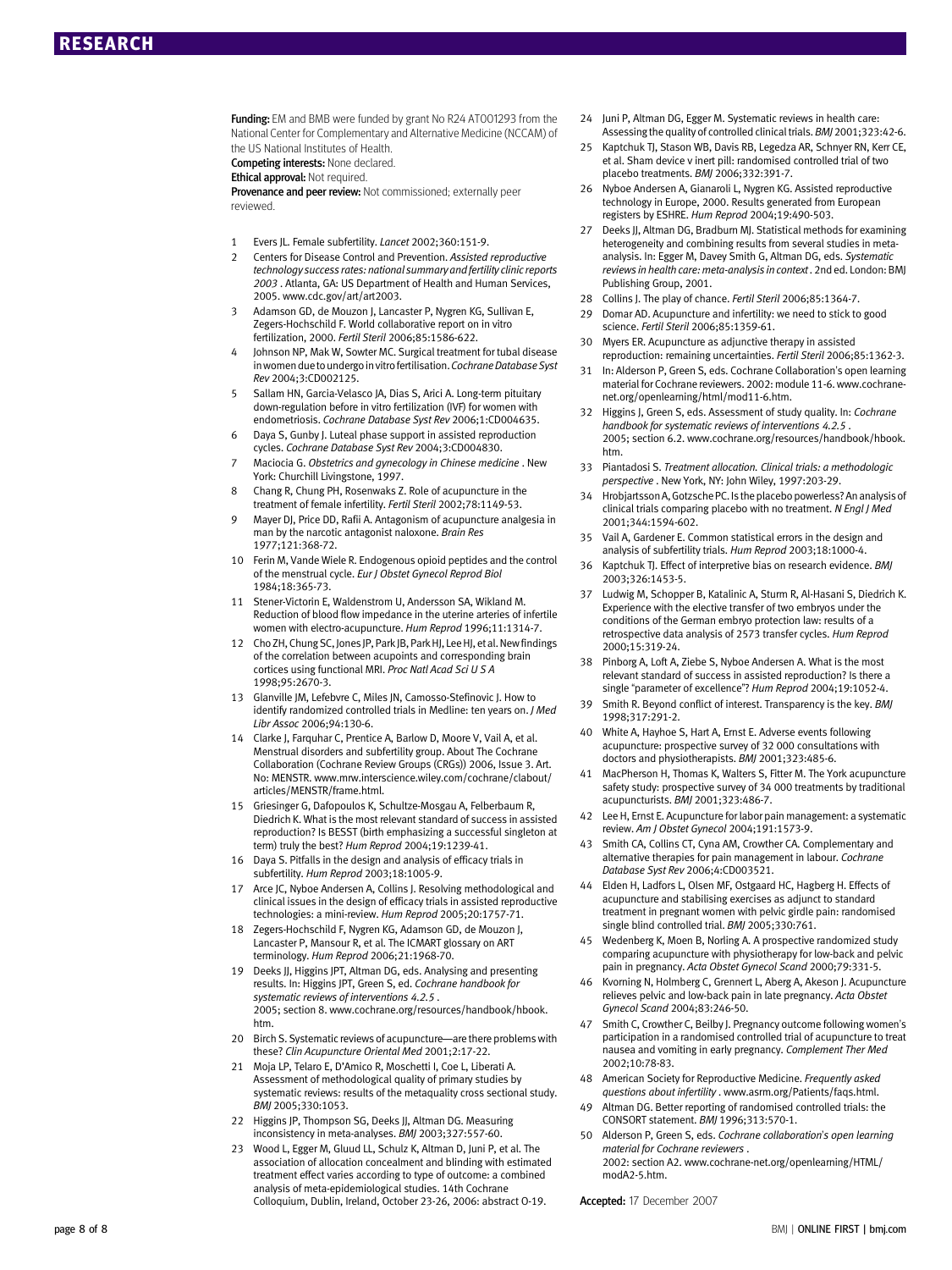**Funding:** EM and BMB were funded by grant No R24 AT001293 from the National Center for Complementary and Alternative Medicine (NCCAM) of the US National Institutes of Health.

**Competing interests:** None declared.

**Ethical approval:** Not required.

**Provenance and peer review:** Not commissioned; externally peer reviewed.

1. Evers JL. Female subfertility. *Lancet* 2002;360:151-9.
2. Centers for Disease Control and Prevention. *Assisted reproductive technology success rates: national summary and fertility clinic reports 2003*. Atlanta, GA: US Department of Health and Human Services, 2005. www.cdc.gov/art/art2003.
3. Adamson GD, de Mouzon J, Lancaster P, Nygren KG, Sullivan E, Zegers-Hochschild F. World collaborative report on in vitro fertilization, 2000. *Fertil Steril* 2006;85:1586-622.
4. Johnson NP, Mak W, Sowter MC. Surgical treatment for tubal disease in women due to undergo in vitro fertilisation. *Cochrane Database Syst Rev* 2004;3:CD002125.
5. Sallam HN, Garcia-Velasco JA, Dias S, Arici A. Long-term pituitary down-regulation before in vitro fertilization (IVF) for women with endometriosis. *Cochrane Database Syst Rev* 2006;1:CD004635.
6. Daya S, Gunby J. Luteal phase support in assisted reproduction cycles. *Cochrane Database Syst Rev* 2004;3:CD004830.
7. Maciocia G. *Obstetrics and gynecology in Chinese medicine*. New York: Churchill Livingstone, 1997.
8. Chang R, Chung PH, Rosenwaks Z. Role of acupuncture in the treatment of female infertility. *Fertil Steril* 2002;78:1149-53.
9. Mayer DJ, Price DD, Rafii A. Antagonism of acupuncture analgesia in man by the narcotic antagonist naloxone. *Brain Res* 1977;121:368-72.
10. Ferin M, Vande Wiele R. Endogenous opioid peptides and the control of the menstrual cycle. *Eur J Obstet Gynecol Reprod Biol* 1984;18:365-73.
11. Stener-Victorin E, Waldenstrom U, Andersson SA, Wikland M. Reduction of blood flow impedance in the uterine arteries of infertile women with electro-acupuncture. *Hum Reprod* 1996;11:1314-7.
12. Cho ZH, Chung SC, Jones JP, Park JB, Park HJ, Lee HJ, et al. New findings of the correlation between acupoints and corresponding brain cortices using functional MRI. *Proc Natl Acad Sci U S A* 1998;95:2670-3.
13. Glanville JM, Lefebvre C, Miles JN, Camosso-Stefinovic J. How to identify randomized controlled trials in Medline: ten years on. *J Med Libr Assoc* 2006;94:130-6.
14. Clarke J, Farquhar C, Prentice A, Barlow D, Moore V, Vail A, et al. Menstrual disorders and subfertility group. About The Cochrane Collaboration (Cochrane Review Groups (CRGs)) 2006, Issue 3. Art. No: MENSTR. www.mrw.interscience.wiley.com/cochrane/clabout/articles/MENSTR/frame.html.
15. Griesinger G, Dafopoulos K, Schultze-Mosgau A, Felberbaum R, Diedrich K. What is the most relevant standard of success in assisted reproduction? Is BESST (birth emphasizing a successful singleton at term) truly the best? *Hum Reprod* 2004;19:1239-41.
16. Daya S. Pitfalls in the design and analysis of efficacy trials in subfertility. *Hum Reprod* 2003;18:1005-9.
17. Arce JC, Nyboe Andersen A, Collins J. Resolving methodological and clinical issues in the design of efficacy trials in assisted reproductive technologies: a mini-review. *Hum Reprod* 2005;20:1757-71.
18. Zegers-Hochschild F, Nygren KG, Adamson GD, de Mouzon J, Lancaster P, Mansour R, et al. The ICMART glossary on ART terminology. *Hum Reprod* 2006;21:1968-70.
19. Deeks JJ, Higgins JPT, Altman DG, eds. Analysing and presenting results. In: Higgins JPT, Green S, ed. *Cochrane handbook for systematic reviews of interventions 4.2.5*. 2005; section 8. www.cochrane.org/resources/handbook/hbook.htm.
20. Birch S. Systematic reviews of acupuncture—are there problems with these? *Clin Acupuncture Oriental Med* 2001;2:17-22.
21. Moja LP, Telaro E, D'Amico R, Moschetti I, Coe L, Liberati A. Assessment of methodological quality of primary studies by systematic reviews: results of the metaquality cross sectional study. *BMJ* 2005;330:1053.
22. Higgins JP, Thompson SG, Deeks JJ, Altman DG. Measuring inconsistency in meta-analyses. *BMJ* 2003;327:557-60.
23. Wood L, Egger M, Gluud LL, Schulz K, Altman D, Juni P, et al. The association of allocation concealment and blinding with estimated treatment effect varies according to type of outcome: a combined analysis of meta-epidemiological studies. 14th Cochrane Colloquium, Dublin, Ireland, October 23-26, 2006: abstract O-19.
24. Juni P, Altman DG, Egger M. Systematic reviews in health care: Assessing the quality of controlled clinical trials. *BMJ* 2001;323:42-6.
25. Kaptchuk TJ, Stason WB, Davis RB, Legedza AR, Schnyer RN, Kerr CE, et al. Sham device v inert pill: randomised controlled trial of two placebo treatments. *BMJ* 2006;332:391-7.
26. Nyboe Andersen A, Gianaroli L, Nygren KG. Assisted reproductive technology in Europe, 2000. Results generated from European registers by ESHRE. *Hum Reprod* 2004;19:490-503.
27. Deeks JJ, Altman DG, Bradburn MJ. Statistical methods for examining heterogeneity and combining results from several studies in meta-analysis. In: Egger M, Davey Smith G, Altman DG, eds. *Systematic reviews in health care: meta-analysis in context*. 2nd ed. London: BMJ Publishing Group, 2001.
28. Collins J. The play of chance. *Fertil Steril* 2006;85:1364-7.
29. Domar AD. Acupuncture and infertility: we need to stick to good science. *Fertil Steril* 2006;85:1359-61.
30. Myers ER. Acupuncture as adjunctive therapy in assisted reproduction: remaining uncertainties. *Fertil Steril* 2006;85:1362-3.
31. In: Alderson P, Green S, eds. Cochrane Collaboration's open learning material for Cochrane reviewers. 2002: module 11-6. www.cochrane-net.org/openlearning/html/mod11-6.htm.
32. Higgins J, Green S, eds. Assessment of study quality. In: *Cochrane handbook for systematic reviews of interventions 4.2.5*. 2005; section 6.2. www.cochrane.org/resources/handbook/hbook.htm.
33. Piantadosi S. *Treatment allocation. Clinical trials: a methodologic perspective*. New York, NY: John Wiley, 1997:203-29.
34. Hrobjartsson A, Gotzsche PC. Is the placebo powerless? An analysis of clinical trials comparing placebo with no treatment. *N Engl J Med* 2001;344:1594-602.
35. Vail A, Gardener E. Common statistical errors in the design and analysis of subfertility trials. *Hum Reprod* 2003;18:1000-4.
36. Kaptchuk TJ. Effect of interpretive bias on research evidence. *BMJ* 2003;326:1453-5.
37. Ludwig M, Schopper B, Katalinic A, Sturm R, Al-Hasani S, Diedrich K. Experience with the elective transfer of two embryos under the conditions of the German embryo protection law: results of a retrospective data analysis of 2573 transfer cycles. *Hum Reprod* 2000;15:319-24.
38. Pinborg A, Loft A, Ziebe S, Nyboe Andersen A. What is the most relevant standard of success in assisted reproduction? Is there a single "parameter of excellence"? *Hum Reprod* 2004;19:1052-4.
39. Smith R. Beyond conflict of interest. Transparency is the key. *BMJ* 1998;317:291-2.
40. White A, Hayhoe S, Hart A, Ernst E. Adverse events following acupuncture: prospective survey of 32 000 consultations with doctors and physiotherapists. *BMJ* 2001;323:485-6.
41. MacPherson H, Thomas K, Walters S, Fitter M. The York acupuncture safety study: prospective survey of 34 000 treatments by traditional acupuncturists. *BMJ* 2001;323:486-7.
42. Lee H, Ernst E. Acupuncture for labor pain management: a systematic review. *Am J Obstet Gynecol* 2004;191:1573-9.
43. Smith CA, Collins CT, Cyna AM, Crowther CA. Complementary and alternative therapies for pain management in labour. *Cochrane Database Syst Rev* 2006;4:CD003521.
44. Elden H, Ladfors L, Olsen MF, Ostgaard HC, Hagberg H. Effects of acupuncture and stabilising exercises as adjunct to standard treatment in pregnant women with pelvic girdle pain: randomised single blind controlled trial. *BMJ* 2005;330:761.
45. Wedenberg K, Moen B, Norling A. A prospective randomized study comparing acupuncture with physiotherapy for low-back and pelvic pain in pregnancy. *Acta Obstet Gynecol Scand* 2000;79:331-5.
46. Kvorning N, Holmberg C, Grennert L, Aberg A, Akeson J. Acupuncture relieves pelvic and low-back pain in late pregnancy. *Acta Obstet Gynecol Scand* 2004;83:246-50.
47. Smith C, Crowther C, Beilby J. Pregnancy outcome following women's participation in a randomised controlled trial of acupuncture to treat nausea and vomiting in early pregnancy. *Complement Ther Med* 2002;10:78-83.
48. American Society for Reproductive Medicine. *Frequently asked questions about infertility*. www.asrm.org/Patients/faqs.html.
49. Altman DG. Better reporting of randomised controlled trials: the CONSORT statement. *BMJ* 1996;313:570-1.
50. Alderson P, Green S, eds. *Cochrane collaboration's open learning material for Cochrane reviewers*. 2002: section A2. www.cochrane-net.org/openlearning/HTML/modA2-5.htm.

**Accepted:** 17 December 2007